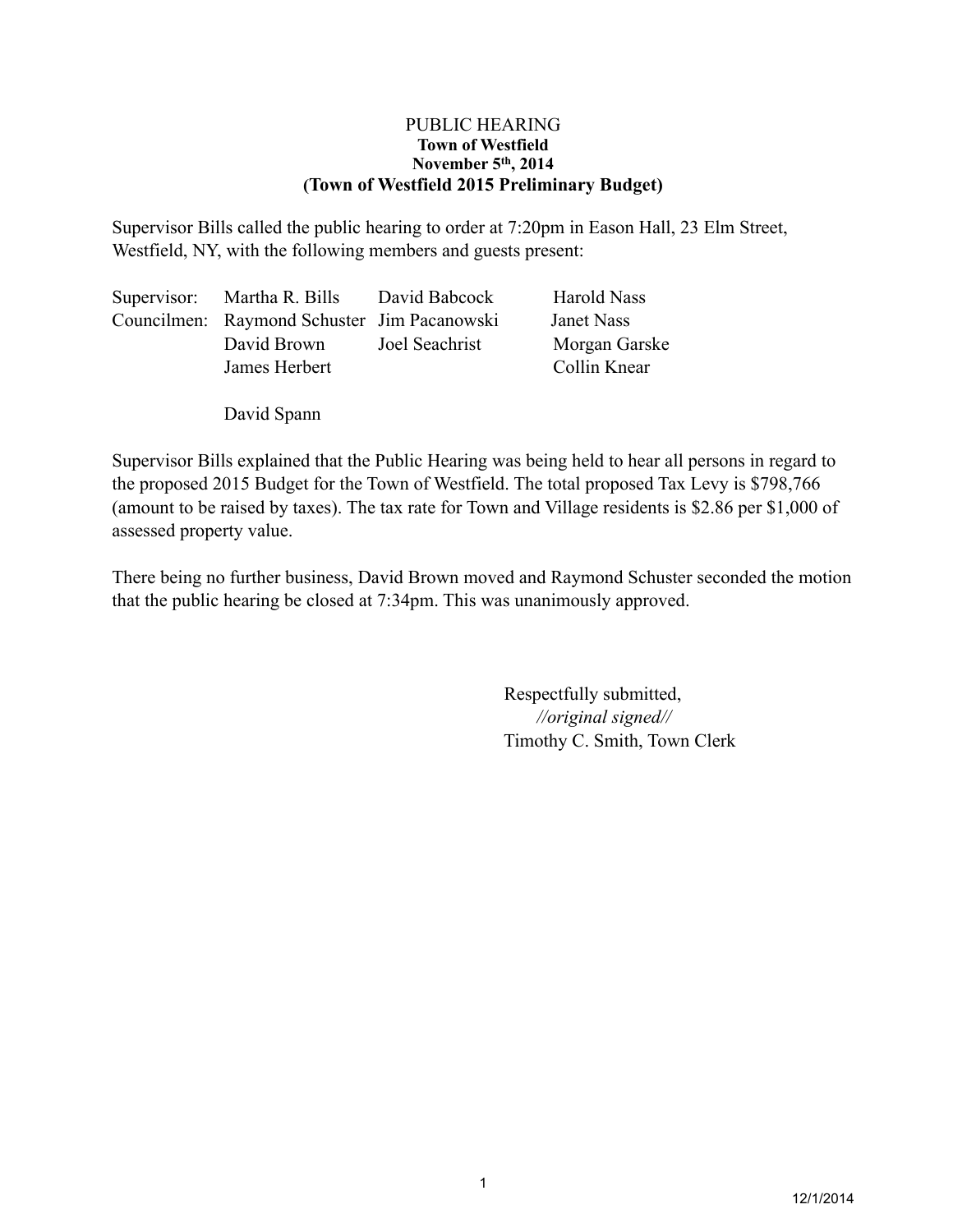# PUBLIC HEARING

**Town of Westfield**
**November 5th, 2014**
**(Town of Westfield 2015 Preliminary Budget)**

Supervisor Bills called the public hearing to order at 7:20pm in Eason Hall, 23 Elm Street, Westfield, NY, with the following members and guests present:

| | | | |
|---|---|---|---|
| Supervisor: | Martha R. Bills | David Babcock | Harold Nass |
| Councilmen: | Raymond Schuster | Jim Pacanowski | Janet Nass |
| | David Brown | Joel Seachrist | Morgan Garske |
| | James Herbert | | Collin Knear |
| | | | |
| | David Spann | | |

Supervisor Bills explained that the Public Hearing was being held to hear all persons in regard to the proposed 2015 Budget for the Town of Westfield. The total proposed Tax Levy is $798,766 (amount to be raised by taxes). The tax rate for Town and Village residents is $2.86 per $1,000 of assessed property value.

There being no further business, David Brown moved and Raymond Schuster seconded the motion that the public hearing be closed at 7:34pm. This was unanimously approved.

Respectfully submitted,
*//original signed//*
Timothy C. Smith, Town Clerk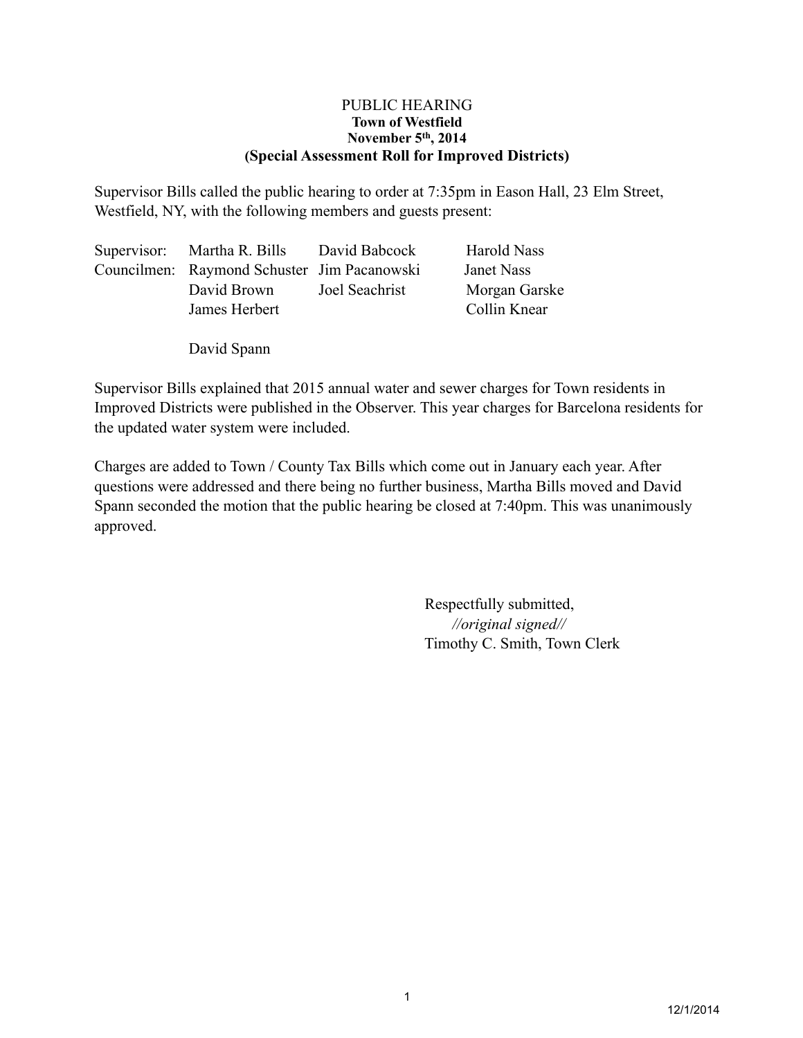PUBLIC HEARING
**Town of Westfield**
**November 5th, 2014**
**(Special Assessment Roll for Improved Districts)**

Supervisor Bills called the public hearing to order at 7:35pm in Eason Hall, 23 Elm Street, Westfield, NY, with the following members and guests present:

| | | | |
|---|---|---|---|
| Supervisor: | Martha R. Bills | David Babcock | Harold Nass |
| Councilmen: | Raymond Schuster | Jim Pacanowski | Janet Nass |
| | David Brown | Joel Seachrist | Morgan Garske |
| | James Herbert | | Collin Knear |
| | David Spann | | |

Supervisor Bills explained that 2015 annual water and sewer charges for Town residents in Improved Districts were published in the Observer. This year charges for Barcelona residents for the updated water system were included.

Charges are added to Town / County Tax Bills which come out in January each year. After questions were addressed and there being no further business, Martha Bills moved and David Spann seconded the motion that the public hearing be closed at 7:40pm. This was unanimously approved.

Respectfully submitted,
*//original signed//*
Timothy C. Smith, Town Clerk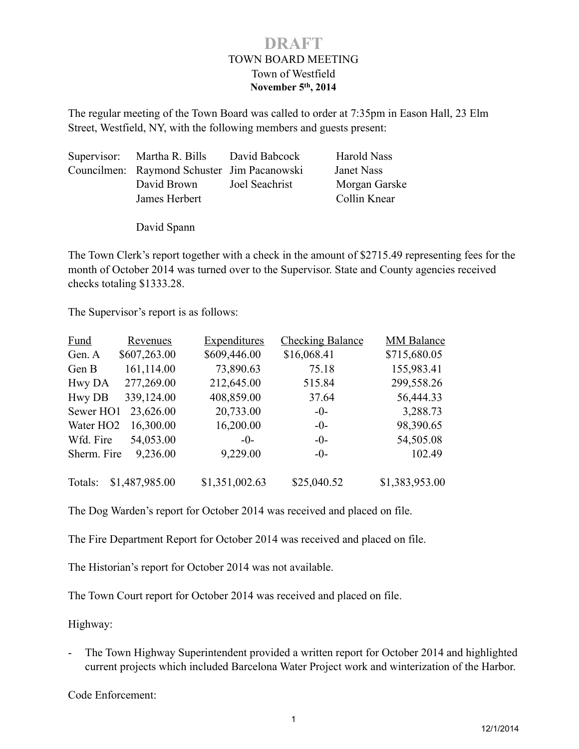# DRAFT

TOWN BOARD MEETING
Town of Westfield
**November 5th, 2014**

The regular meeting of the Town Board was called to order at 7:35pm in Eason Hall, 23 Elm Street, Westfield, NY, with the following members and guests present:

| | | | |
|---|---|---|---|
| Supervisor: | Martha R. Bills | David Babcock | Harold Nass |
| Councilmen: | Raymond Schuster | Jim Pacanowski | Janet Nass |
| | David Brown | Joel Seachrist | Morgan Garske |
| | James Herbert | | Collin Knear |
| | David Spann | | |

The Town Clerk's report together with a check in the amount of $2715.49 representing fees for the month of October 2014 was turned over to the Supervisor. State and County agencies received checks totaling $1333.28.

The Supervisor's report is as follows:

| Fund | Revenues | Expenditures | Checking Balance | MM Balance |
|---|---|---|---|---|
| Gen. A | $607,263.00 | $609,446.00 | $16,068.41 | $715,680.05 |
| Gen B | 161,114.00 | 73,890.63 | 75.18 | 155,983.41 |
| Hwy DA | 277,269.00 | 212,645.00 | 515.84 | 299,558.26 |
| Hwy DB | 339,124.00 | 408,859.00 | 37.64 | 56,444.33 |
| Sewer HO1 | 23,626.00 | 20,733.00 | -0- | 3,288.73 |
| Water HO2 | 16,300.00 | 16,200.00 | -0- | 98,390.65 |
| Wfd. Fire | 54,053.00 | -0- | -0- | 54,505.08 |
| Sherm. Fire | 9,236.00 | 9,229.00 | -0- | 102.49 |
| Totals: | $1,487,985.00 | $1,351,002.63 | $25,040.52 | $1,383,953.00 |

The Dog Warden's report for October 2014 was received and placed on file.

The Fire Department Report for October 2014 was received and placed on file.

The Historian's report for October 2014 was not available.

The Town Court report for October 2014 was received and placed on file.

Highway:

- The Town Highway Superintendent provided a written report for October 2014 and highlighted current projects which included Barcelona Water Project work and winterization of the Harbor.

Code Enforcement: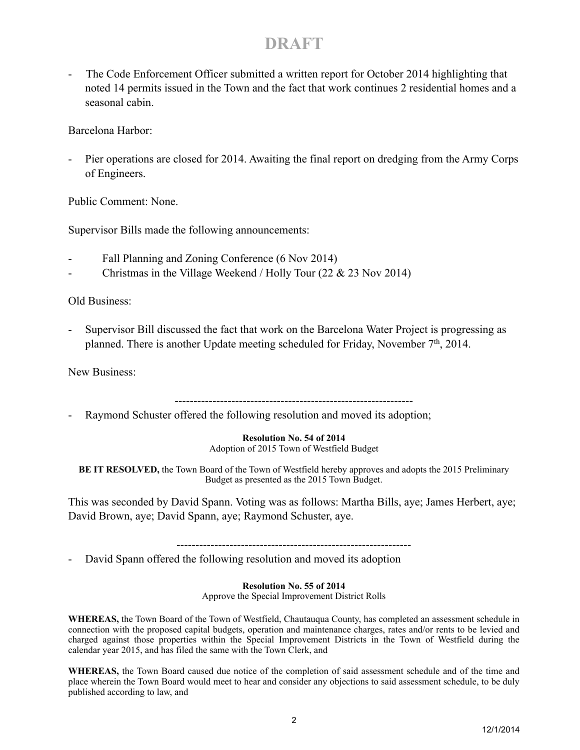**DRAFT**

- The Code Enforcement Officer submitted a written report for October 2014 highlighting that noted 14 permits issued in the Town and the fact that work continues 2 residential homes and a seasonal cabin.

Barcelona Harbor:

- Pier operations are closed for 2014. Awaiting the final report on dredging from the Army Corps of Engineers.

Public Comment: None.

Supervisor Bills made the following announcements:

- Fall Planning and Zoning Conference (6 Nov 2014)
- Christmas in the Village Weekend / Holly Tour (22 & 23 Nov 2014)

Old Business:

- Supervisor Bill discussed the fact that work on the Barcelona Water Project is progressing as planned. There is another Update meeting scheduled for Friday, November 7th, 2014.

New Business:

---------------------------------------------------------------

- Raymond Schuster offered the following resolution and moved its adoption;

**Resolution No. 54 of 2014**
Adoption of 2015 Town of Westfield Budget

**BE IT RESOLVED,** the Town Board of the Town of Westfield hereby approves and adopts the 2015 Preliminary Budget as presented as the 2015 Town Budget.

This was seconded by David Spann. Voting was as follows: Martha Bills, aye; James Herbert, aye; David Brown, aye; David Spann, aye; Raymond Schuster, aye.

---------------------------------------------------------------

- David Spann offered the following resolution and moved its adoption

**Resolution No. 55 of 2014**
Approve the Special Improvement District Rolls

**WHEREAS,** the Town Board of the Town of Westfield, Chautauqua County, has completed an assessment schedule in connection with the proposed capital budgets, operation and maintenance charges, rates and/or rents to be levied and charged against those properties within the Special Improvement Districts in the Town of Westfield during the calendar year 2015, and has filed the same with the Town Clerk, and

**WHEREAS,** the Town Board caused due notice of the completion of said assessment schedule and of the time and place wherein the Town Board would meet to hear and consider any objections to said assessment schedule, to be duly published according to law, and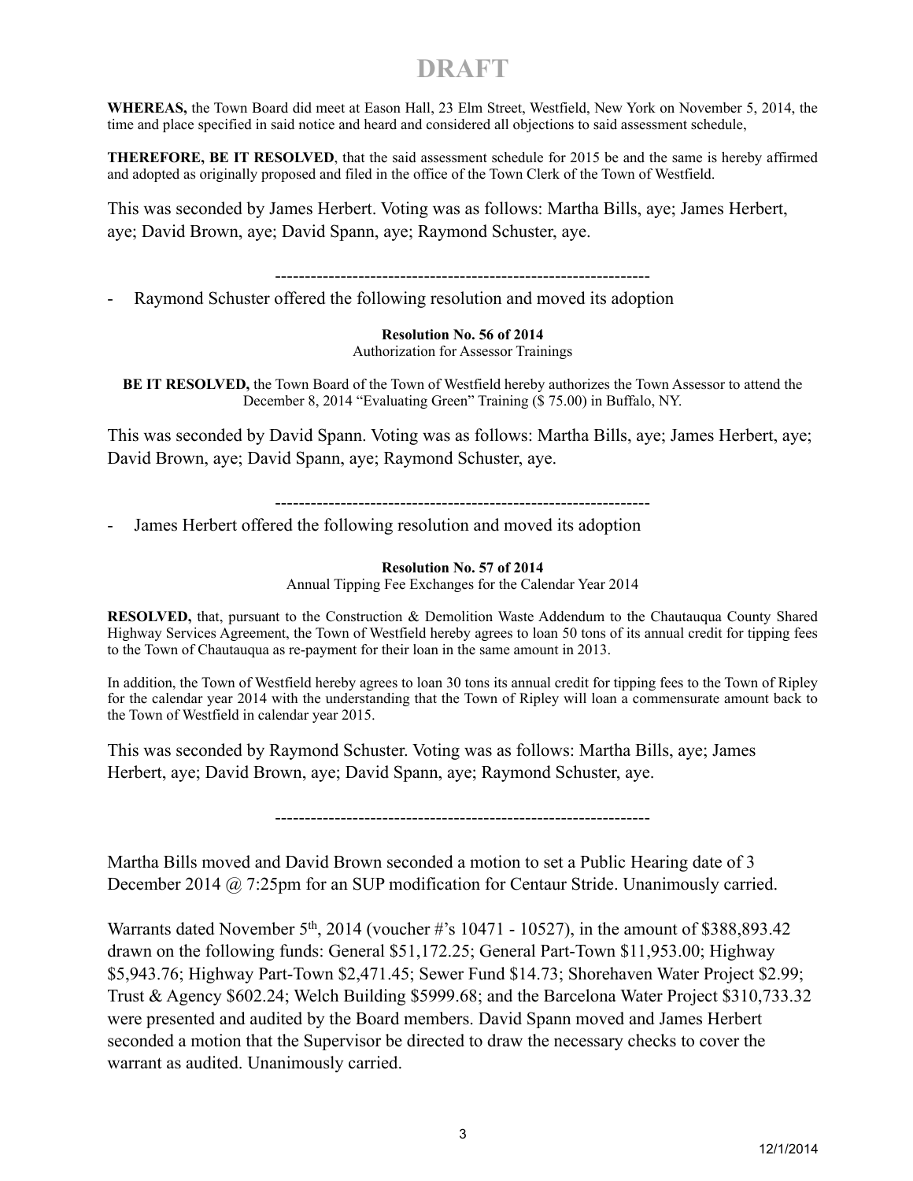# DRAFT

**WHEREAS,** the Town Board did meet at Eason Hall, 23 Elm Street, Westfield, New York on November 5, 2014, the time and place specified in said notice and heard and considered all objections to said assessment schedule,

**THEREFORE, BE IT RESOLVED**, that the said assessment schedule for 2015 be and the same is hereby affirmed and adopted as originally proposed and filed in the office of the Town Clerk of the Town of Westfield.

This was seconded by James Herbert. Voting was as follows: Martha Bills, aye; James Herbert, aye; David Brown, aye; David Spann, aye; Raymond Schuster, aye.

---------------------------------------------------------------

- Raymond Schuster offered the following resolution and moved its adoption

**Resolution No. 56 of 2014**
Authorization for Assessor Trainings

**BE IT RESOLVED,** the Town Board of the Town of Westfield hereby authorizes the Town Assessor to attend the December 8, 2014 "Evaluating Green" Training ($ 75.00) in Buffalo, NY.

This was seconded by David Spann. Voting was as follows: Martha Bills, aye; James Herbert, aye; David Brown, aye; David Spann, aye; Raymond Schuster, aye.

---------------------------------------------------------------

- James Herbert offered the following resolution and moved its adoption

**Resolution No. 57 of 2014**
Annual Tipping Fee Exchanges for the Calendar Year 2014

**RESOLVED,** that, pursuant to the Construction & Demolition Waste Addendum to the Chautauqua County Shared Highway Services Agreement, the Town of Westfield hereby agrees to loan 50 tons of its annual credit for tipping fees to the Town of Chautauqua as re-payment for their loan in the same amount in 2013.

In addition, the Town of Westfield hereby agrees to loan 30 tons its annual credit for tipping fees to the Town of Ripley for the calendar year 2014 with the understanding that the Town of Ripley will loan a commensurate amount back to the Town of Westfield in calendar year 2015.

This was seconded by Raymond Schuster. Voting was as follows: Martha Bills, aye; James Herbert, aye; David Brown, aye; David Spann, aye; Raymond Schuster, aye.

---------------------------------------------------------------

Martha Bills moved and David Brown seconded a motion to set a Public Hearing date of 3 December 2014 @ 7:25pm for an SUP modification for Centaur Stride. Unanimously carried.

Warrants dated November 5th, 2014 (voucher #'s 10471 - 10527), in the amount of $388,893.42 drawn on the following funds: General $51,172.25; General Part-Town $11,953.00; Highway $5,943.76; Highway Part-Town $2,471.45; Sewer Fund $14.73; Shorehaven Water Project $2.99; Trust & Agency $602.24; Welch Building $5999.68; and the Barcelona Water Project $310,733.32 were presented and audited by the Board members. David Spann moved and James Herbert seconded a motion that the Supervisor be directed to draw the necessary checks to cover the warrant as audited. Unanimously carried.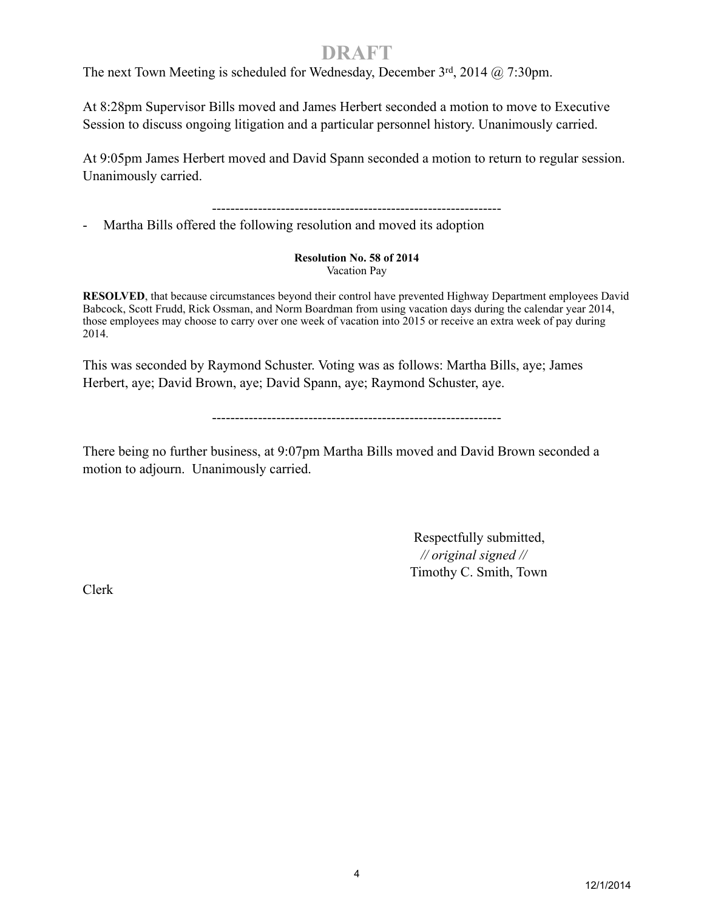# DRAFT

The next Town Meeting is scheduled for Wednesday, December 3rd, 2014 @ 7:30pm.

At 8:28pm Supervisor Bills moved and James Herbert seconded a motion to move to Executive Session to discuss ongoing litigation and a particular personnel history. Unanimously carried.

At 9:05pm James Herbert moved and David Spann seconded a motion to return to regular session. Unanimously carried.

---------------------------------------------------------------

- Martha Bills offered the following resolution and moved its adoption

**Resolution No. 58 of 2014**
Vacation Pay

**RESOLVED**, that because circumstances beyond their control have prevented Highway Department employees David Babcock, Scott Frudd, Rick Ossman, and Norm Boardman from using vacation days during the calendar year 2014, those employees may choose to carry over one week of vacation into 2015 or receive an extra week of pay during 2014.

This was seconded by Raymond Schuster. Voting was as follows: Martha Bills, aye; James Herbert, aye; David Brown, aye; David Spann, aye; Raymond Schuster, aye.

---------------------------------------------------------------

There being no further business, at 9:07pm Martha Bills moved and David Brown seconded a motion to adjourn. Unanimously carried.

Respectfully submitted,
*// original signed //*
Timothy C. Smith, Town Clerk